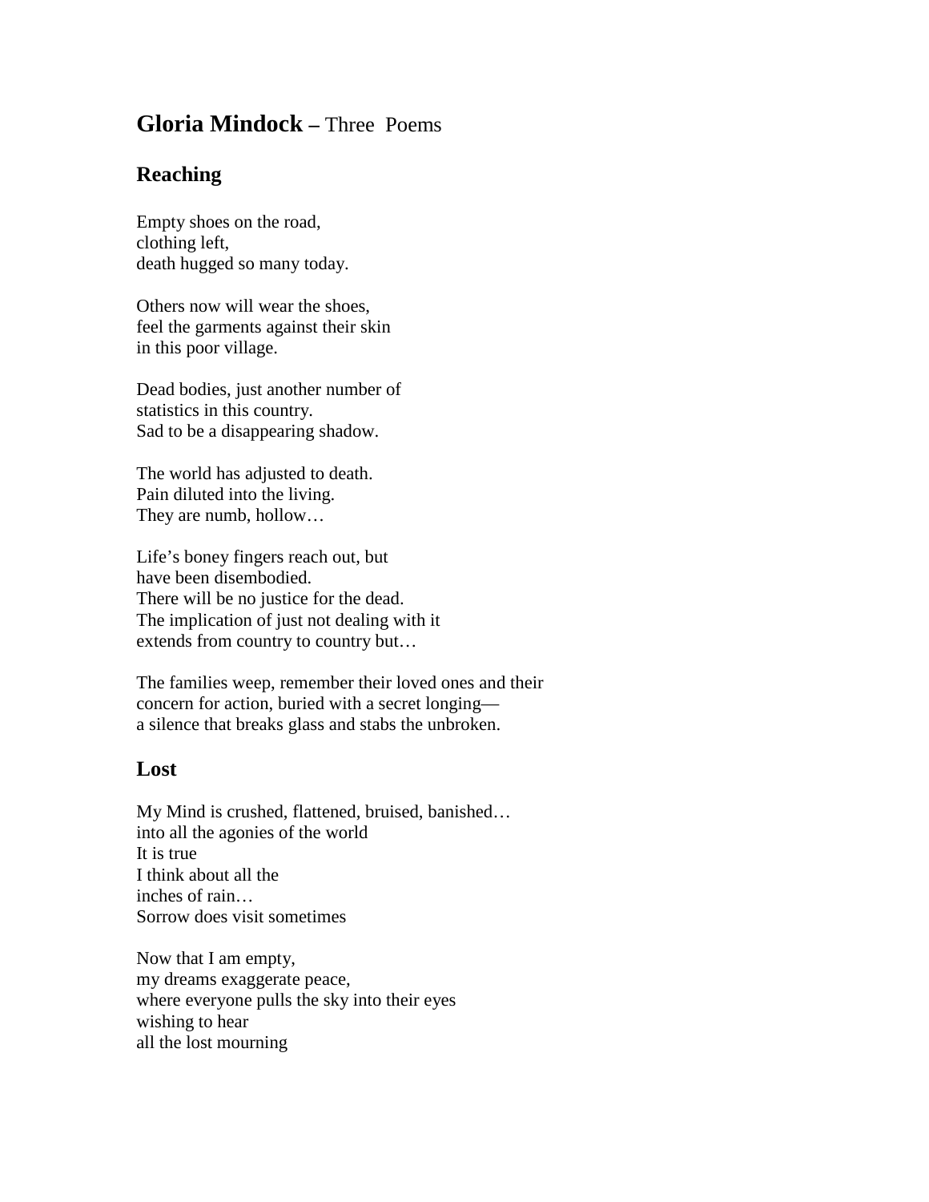## **Gloria Mindock –** Three Poems

### Reaching

Empty shoes on the road,  
clothing left,  
death hugged so many today.

Others now will wear the shoes,  
feel the garments against their skin  
in this poor village.

Dead bodies, just another number of  
statistics in this country.  
Sad to be a disappearing shadow.

The world has adjusted to death.  
Pain diluted into the living.  
They are numb, hollow…

Life's boney fingers reach out, but  
have been disembodied.  
There will be no justice for the dead.  
The implication of just not dealing with it  
extends from country to country but…

The families weep, remember their loved ones and their  
concern for action, buried with a secret longing—  
a silence that breaks glass and stabs the unbroken.

### Lost

My Mind is crushed, flattened, bruised, banished…  
into all the agonies of the world  
It is true  
I think about all the  
inches of rain…  
Sorrow does visit sometimes

Now that I am empty,  
my dreams exaggerate peace,  
where everyone pulls the sky into their eyes  
wishing to hear  
all the lost mourning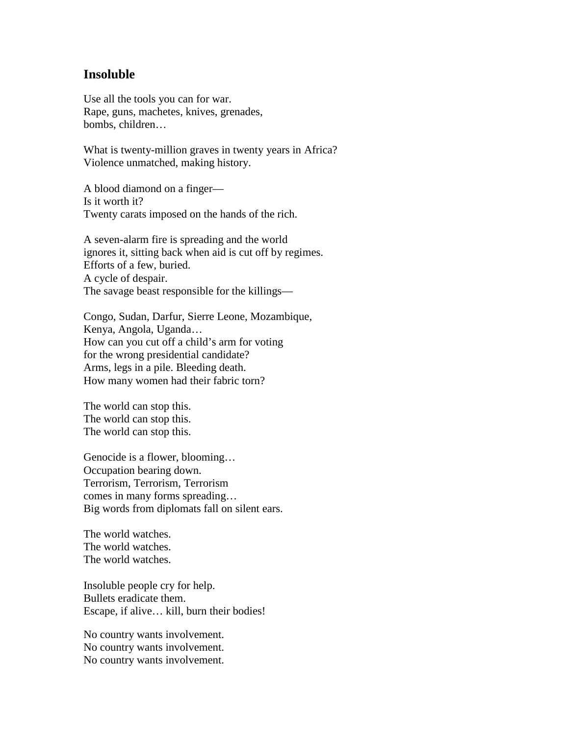## Insoluble

Use all the tools you can for war.  
Rape, guns, machetes, knives, grenades,  
bombs, children…

What is twenty-million graves in twenty years in Africa?  
Violence unmatched, making history.

A blood diamond on a finger—  
Is it worth it?  
Twenty carats imposed on the hands of the rich.

A seven-alarm fire is spreading and the world  
ignores it, sitting back when aid is cut off by regimes.  
Efforts of a few, buried.  
A cycle of despair.  
The savage beast responsible for the killings—

Congo, Sudan, Darfur, Sierre Leone, Mozambique,  
Kenya, Angola, Uganda…  
How can you cut off a child's arm for voting  
for the wrong presidential candidate?  
Arms, legs in a pile. Bleeding death.  
How many women had their fabric torn?

The world can stop this.  
The world can stop this.  
The world can stop this.

Genocide is a flower, blooming…  
Occupation bearing down.  
Terrorism, Terrorism, Terrorism  
comes in many forms spreading…  
Big words from diplomats fall on silent ears.

The world watches.  
The world watches.  
The world watches.

Insoluble people cry for help.  
Bullets eradicate them.  
Escape, if alive… kill, burn their bodies!

No country wants involvement.  
No country wants involvement.  
No country wants involvement.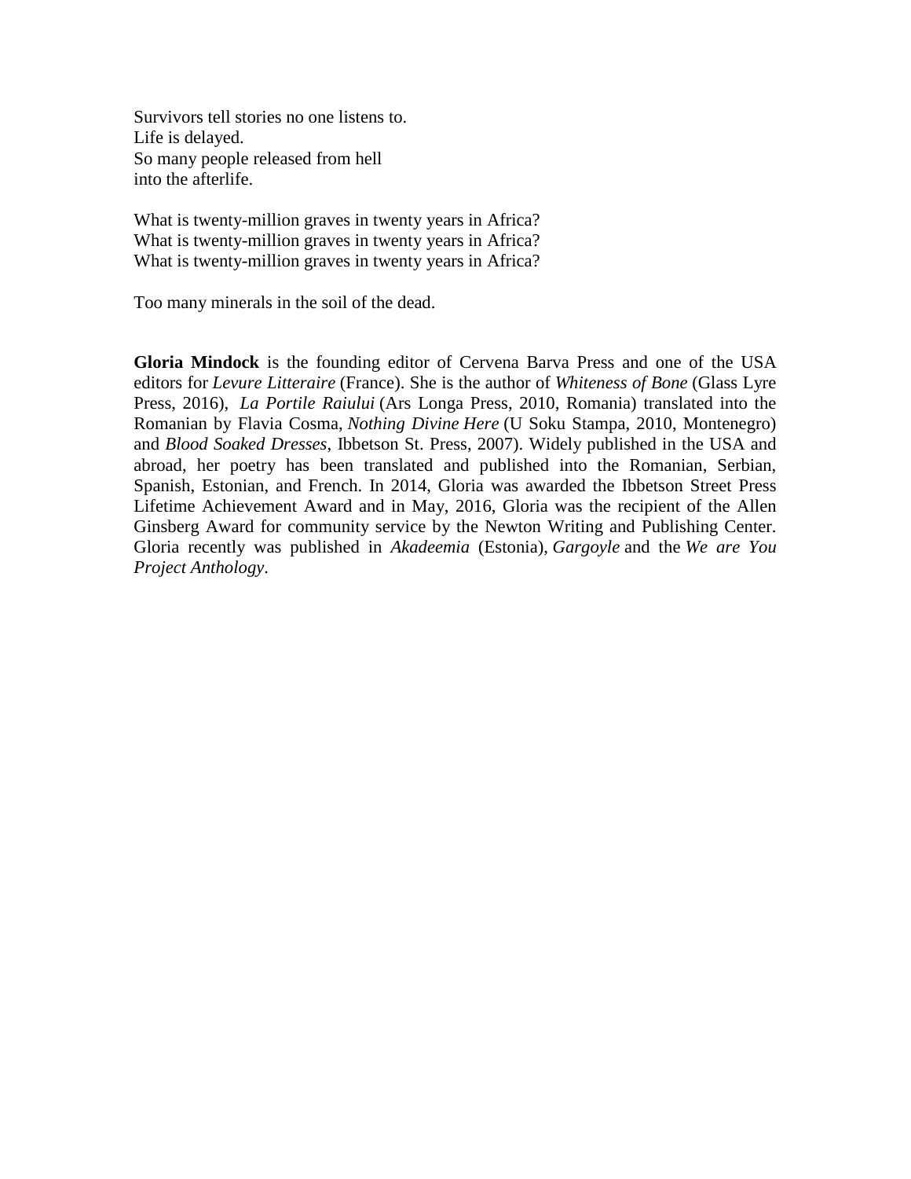Survivors tell stories no one listens to.  
Life is delayed.  
So many people released from hell  
into the afterlife.

What is twenty-million graves in twenty years in Africa?  
What is twenty-million graves in twenty years in Africa?  
What is twenty-million graves in twenty years in Africa?

Too many minerals in the soil of the dead.

**Gloria Mindock** is the founding editor of Cervena Barva Press and one of the USA editors for *Levure Litteraire* (France). She is the author of *Whiteness of Bone* (Glass Lyre Press, 2016), *La Portile Raiului* (Ars Longa Press, 2010, Romania) translated into the Romanian by Flavia Cosma, *Nothing Divine Here* (U Soku Stampa, 2010, Montenegro) and *Blood Soaked Dresses*, Ibbetson St. Press, 2007). Widely published in the USA and abroad, her poetry has been translated and published into the Romanian, Serbian, Spanish, Estonian, and French. In 2014, Gloria was awarded the Ibbetson Street Press Lifetime Achievement Award and in May, 2016, Gloria was the recipient of the Allen Ginsberg Award for community service by the Newton Writing and Publishing Center. Gloria recently was published in *Akadeemia* (Estonia), *Gargoyle* and the *We are You Project Anthology*.